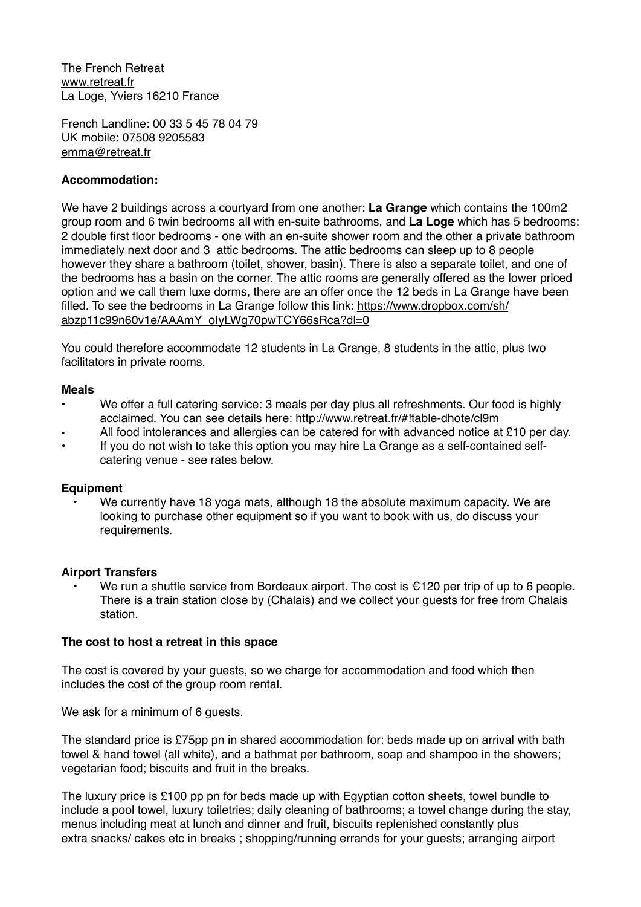The French Retreat
www.retreat.fr
La Loge, Yviers 16210 France

French Landline: 00 33 5 45 78 04 79
UK mobile: 07508 9205583
emma@retreat.fr

**Accommodation:**

We have 2 buildings across a courtyard from one another: **La Grange** which contains the 100m2 group room and 6 twin bedrooms all with en-suite bathrooms, and **La Loge** which has 5 bedrooms: 2 double first floor bedrooms - one with an en-suite shower room and the other a private bathroom immediately next door and 3 attic bedrooms. The attic bedrooms can sleep up to 8 people however they share a bathroom (toilet, shower, basin). There is also a separate toilet, and one of the bedrooms has a basin on the corner. The attic rooms are generally offered as the lower priced option and we call them luxe dorms, there are an offer once the 12 beds in La Grange have been filled. To see the bedrooms in La Grange follow this link: https://www.dropbox.com/sh/abzp11c99n60v1e/AAAmY_oIyLWg70pwTCY66sRca?dl=0

You could therefore accommodate 12 students in La Grange, 8 students in the attic, plus two facilitators in private rooms.

**Meals**

- We offer a full catering service: 3 meals per day plus all refreshments. Our food is highly acclaimed. You can see details here: http://www.retreat.fr/#!table-dhote/cl9m
- All food intolerances and allergies can be catered for with advanced notice at £10 per day.
- If you do not wish to take this option you may hire La Grange as a self-contained self-catering venue - see rates below.

**Equipment**

- We currently have 18 yoga mats, although 18 the absolute maximum capacity. We are looking to purchase other equipment so if you want to book with us, do discuss your requirements.

**Airport Transfers**

- We run a shuttle service from Bordeaux airport. The cost is €120 per trip of up to 6 people. There is a train station close by (Chalais) and we collect your guests for free from Chalais station.

**The cost to host a retreat in this space**

The cost is covered by your guests, so we charge for accommodation and food which then includes the cost of the group room rental.

We ask for a minimum of 6 guests.

The standard price is £75pp pn in shared accommodation for: beds made up on arrival with bath towel & hand towel (all white), and a bathmat per bathroom, soap and shampoo in the showers; vegetarian food; biscuits and fruit in the breaks.

The luxury price is £100 pp pn for beds made up with Egyptian cotton sheets, towel bundle to include a pool towel, luxury toiletries; daily cleaning of bathrooms; a towel change during the stay, menus including meat at lunch and dinner and fruit, biscuits replenished constantly plus extra snacks/ cakes etc in breaks ; shopping/running errands for your guests; arranging airport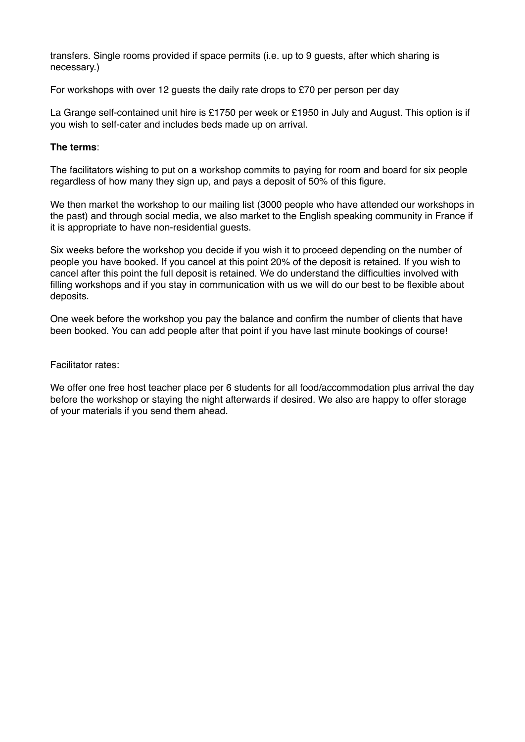transfers. Single rooms provided if space permits (i.e. up to 9 guests, after which sharing is necessary.)

For workshops with over 12 guests the daily rate drops to £70 per person per day

La Grange self-contained unit hire is £1750 per week or £1950 in July and August. This option is if you wish to self-cater and includes beds made up on arrival.

**The terms**:

The facilitators wishing to put on a workshop commits to paying for room and board for six people regardless of how many they sign up, and pays a deposit of 50% of this figure.

We then market the workshop to our mailing list (3000 people who have attended our workshops in the past) and through social media, we also market to the English speaking community in France if it is appropriate to have non-residential guests.

Six weeks before the workshop you decide if you wish it to proceed depending on the number of people you have booked. If you cancel at this point 20% of the deposit is retained. If you wish to cancel after this point the full deposit is retained. We do understand the difficulties involved with filling workshops and if you stay in communication with us we will do our best to be flexible about deposits.

One week before the workshop you pay the balance and confirm the number of clients that have been booked. You can add people after that point if you have last minute bookings of course!

Facilitator rates:

We offer one free host teacher place per 6 students for all food/accommodation plus arrival the day before the workshop or staying the night afterwards if desired. We also are happy to offer storage of your materials if you send them ahead.